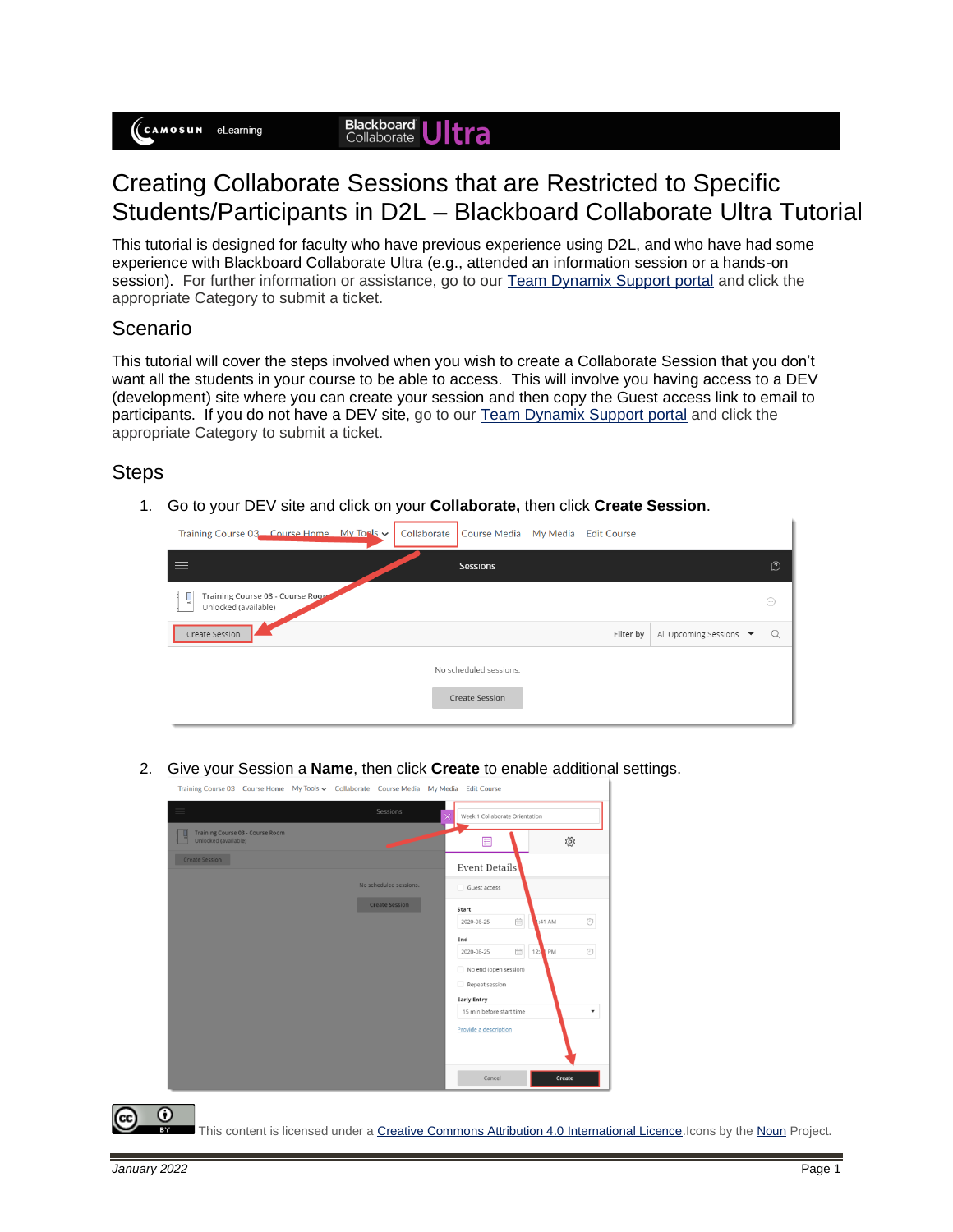# Creating Collaborate Sessions that are Restricted to Specific Students/Participants in D2L – Blackboard Collaborate Ultra Tutorial

This tutorial is designed for faculty who have previous experience using D2L, and who have had some experience with Blackboard Collaborate Ultra (e.g., attended an information session or a hands-on session). For further information or assistance, go to our Team Dynamix Support portal and click the appropriate Category to submit a ticket.

## Scenario

This tutorial will cover the steps involved when you wish to create a Collaborate Session that you don't want all the students in your course to be able to access. This will involve you having access to a DEV (development) site where you can create your session and then copy the Guest access link to email to participants. If you do not have a DEV site, go to our Team Dynamix Support portal and click the appropriate Category to submit a ticket.

## Steps

1. Go to your DEV site and click on your **Collaborate,** then click **Create Session**.

2. Give your Session a **Name**, then click **Create** to enable additional settings.

This content is licensed under a Creative Commons Attribution 4.0 International Licence. Icons by the Noun Project.

*January 2022*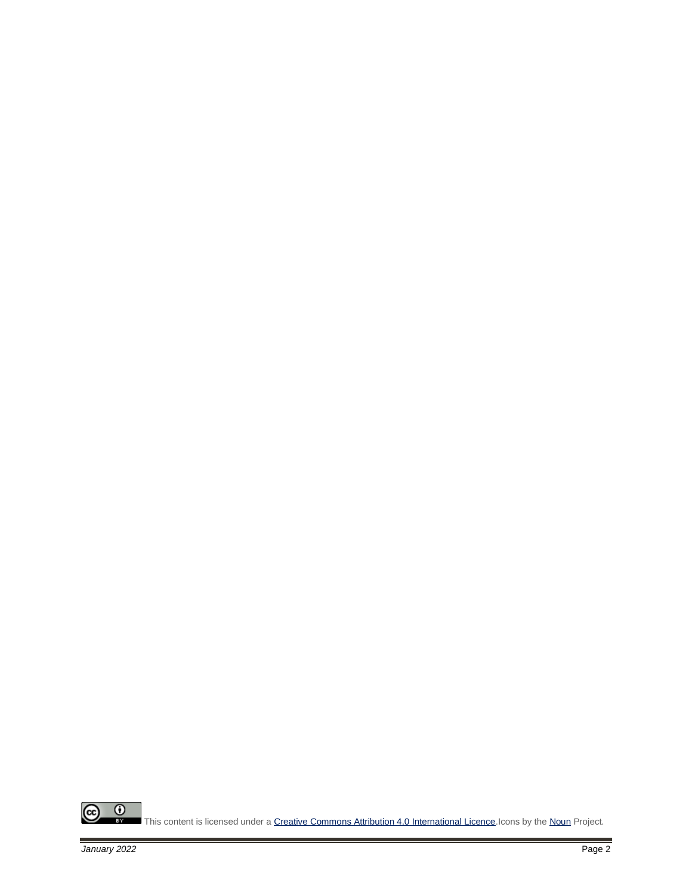This content is licensed under a Creative Commons Attribution 4.0 International Licence.Icons by the Noun Project.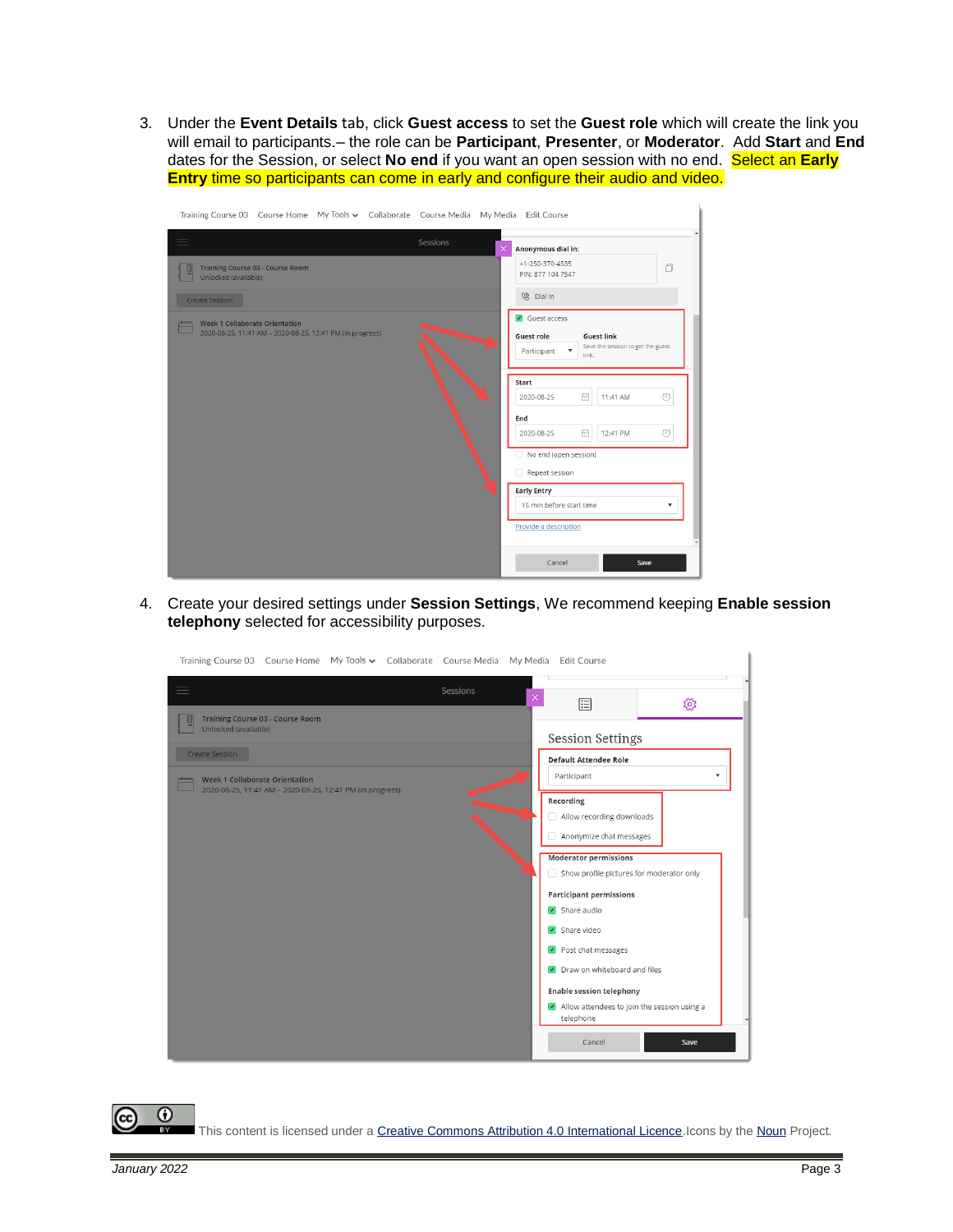3. Under the **Event Details** tab, click **Guest access** to set the **Guest role** which will create the link you will email to participants.– the role can be **Participant**, **Presenter**, or **Moderator**. Add **Start** and **End** dates for the Session, or select **No end** if you want an open session with no end. Select an **Early Entry** time so participants can come in early and configure their audio and video.

4. Create your desired settings under **Session Settings**, We recommend keeping **Enable session telephony** selected for accessibility purposes.

This content is licensed under a Creative Commons Attribution 4.0 International Licence. Icons by the Noun Project.

January 2022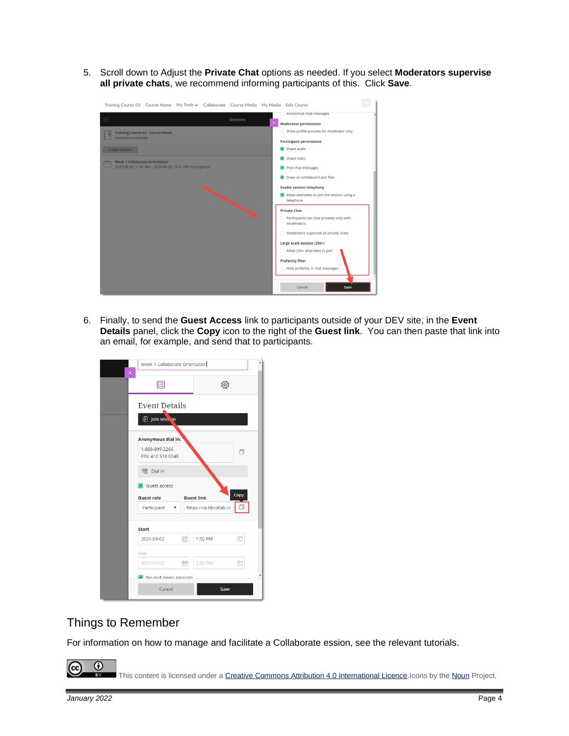5. Scroll down to Adjust the **Private Chat** options as needed. If you select **Moderators supervise all private chats**, we recommend informing participants of this. Click **Save**.

6. Finally, to send the **Guest Access** link to participants outside of your DEV site, in the **Event Details** panel, click the **Copy** icon to the right of the **Guest link**. You can then paste that link into an email, for example, and send that to participants.

## Things to Remember

For information on how to manage and facilitate a Collaborate ession, see the relevant tutorials.

This content is licensed under a Creative Commons Attribution 4.0 International Licence.Icons by the Noun Project.

*January 2022*